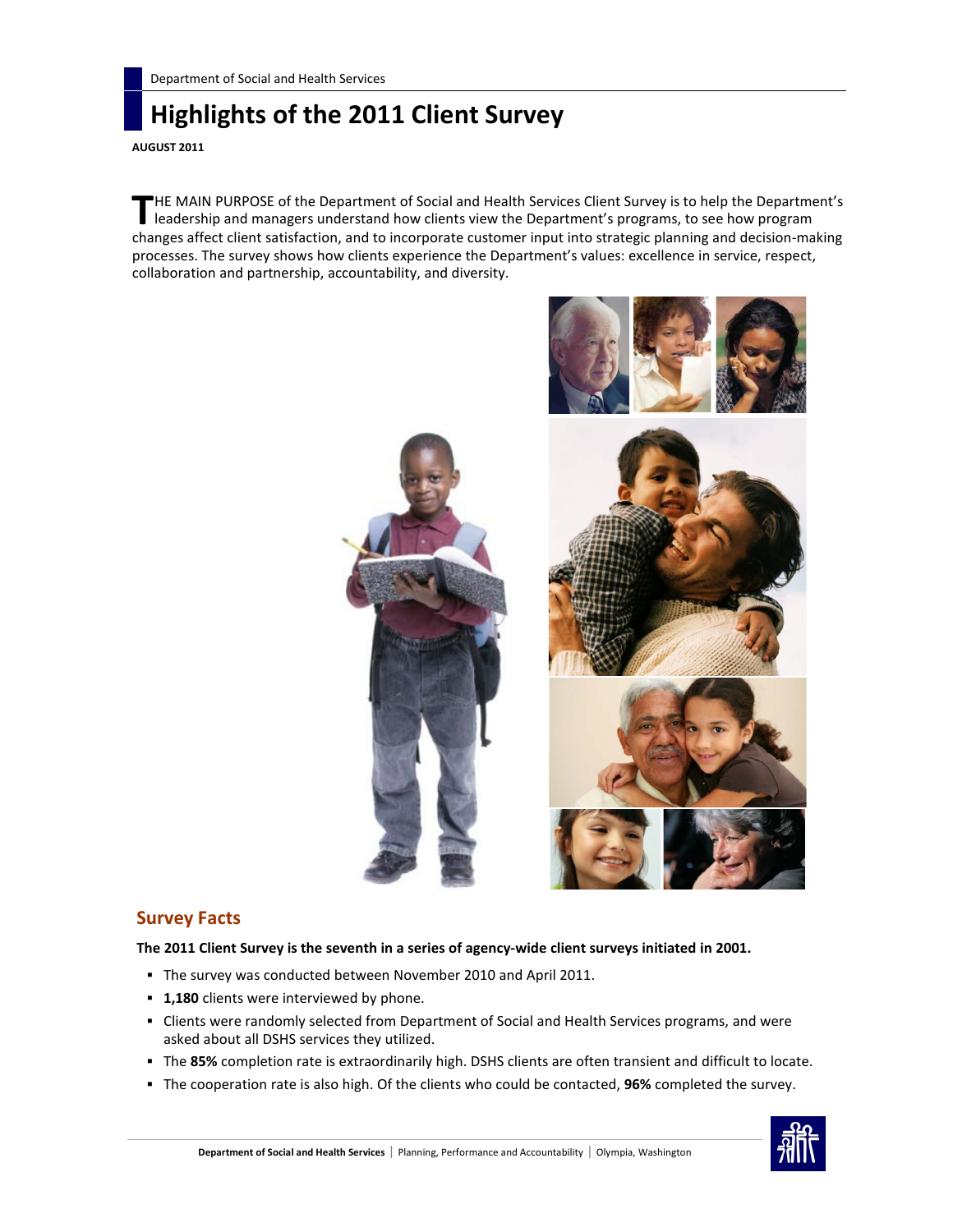Department of Social and Health Services

# Highlights of the 2011 Client Survey

**AUGUST 2011**

THE MAIN PURPOSE of the Department of Social and Health Services Client Survey is to help the Department's leadership and managers understand how clients view the Department's programs, to see how program changes affect client satisfaction, and to incorporate customer input into strategic planning and decision-making processes. The survey shows how clients experience the Department's values: excellence in service, respect, collaboration and partnership, accountability, and diversity.

## Survey Facts

**The 2011 Client Survey is the seventh in a series of agency-wide client surveys initiated in 2001.**

- The survey was conducted between November 2010 and April 2011.
- **1,180** clients were interviewed by phone.
- Clients were randomly selected from Department of Social and Health Services programs, and were asked about all DSHS services they utilized.
- The **85%** completion rate is extraordinarily high. DSHS clients are often transient and difficult to locate.
- The cooperation rate is also high. Of the clients who could be contacted, **96%** completed the survey.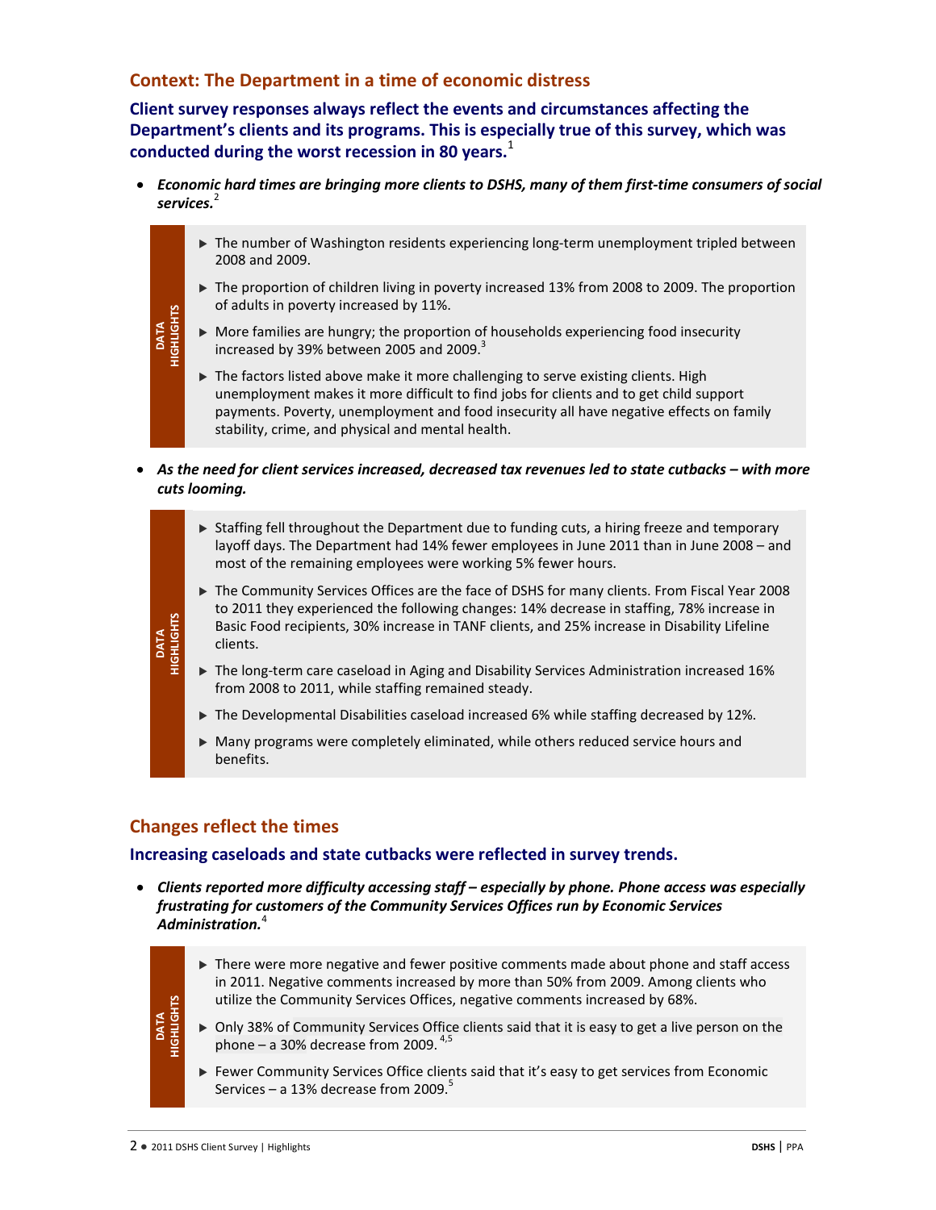## Context: The Department in a time of economic distress

### Client survey responses always reflect the events and circumstances affecting the Department's clients and its programs. This is especially true of this survey, which was conducted during the worst recession in 80 years.[1]

- ***Economic hard times are bringing more clients to DSHS, many of them first-time consumers of social services.***[2]

**DATA HIGHLIGHTS**

- The number of Washington residents experiencing long-term unemployment tripled between 2008 and 2009.
- The proportion of children living in poverty increased 13% from 2008 to 2009. The proportion of adults in poverty increased by 11%.
- More families are hungry; the proportion of households experiencing food insecurity increased by 39% between 2005 and 2009.[3]
- The factors listed above make it more challenging to serve existing clients. High unemployment makes it more difficult to find jobs for clients and to get child support payments. Poverty, unemployment and food insecurity all have negative effects on family stability, crime, and physical and mental health.

- ***As the need for client services increased, decreased tax revenues led to state cutbacks – with more cuts looming.***

**DATA HIGHLIGHTS**

- Staffing fell throughout the Department due to funding cuts, a hiring freeze and temporary layoff days. The Department had 14% fewer employees in June 2011 than in June 2008 – and most of the remaining employees were working 5% fewer hours.
- The Community Services Offices are the face of DSHS for many clients. From Fiscal Year 2008 to 2011 they experienced the following changes: 14% decrease in staffing, 78% increase in Basic Food recipients, 30% increase in TANF clients, and 25% increase in Disability Lifeline clients.
- The long-term care caseload in Aging and Disability Services Administration increased 16% from 2008 to 2011, while staffing remained steady.
- The Developmental Disabilities caseload increased 6% while staffing decreased by 12%.
- Many programs were completely eliminated, while others reduced service hours and benefits.

## Changes reflect the times

### Increasing caseloads and state cutbacks were reflected in survey trends.

- ***Clients reported more difficulty accessing staff – especially by phone. Phone access was especially frustrating for customers of the Community Services Offices run by Economic Services Administration.***[4]

**DATA HIGHLIGHTS**

- There were more negative and fewer positive comments made about phone and staff access in 2011. Negative comments increased by more than 50% from 2009. Among clients who utilize the Community Services Offices, negative comments increased by 68%.
- Only 38% of Community Services Office clients said that it is easy to get a live person on the phone – a 30% decrease from 2009.[4,5]
- Fewer Community Services Office clients said that it's easy to get services from Economic Services – a 13% decrease from 2009.[5]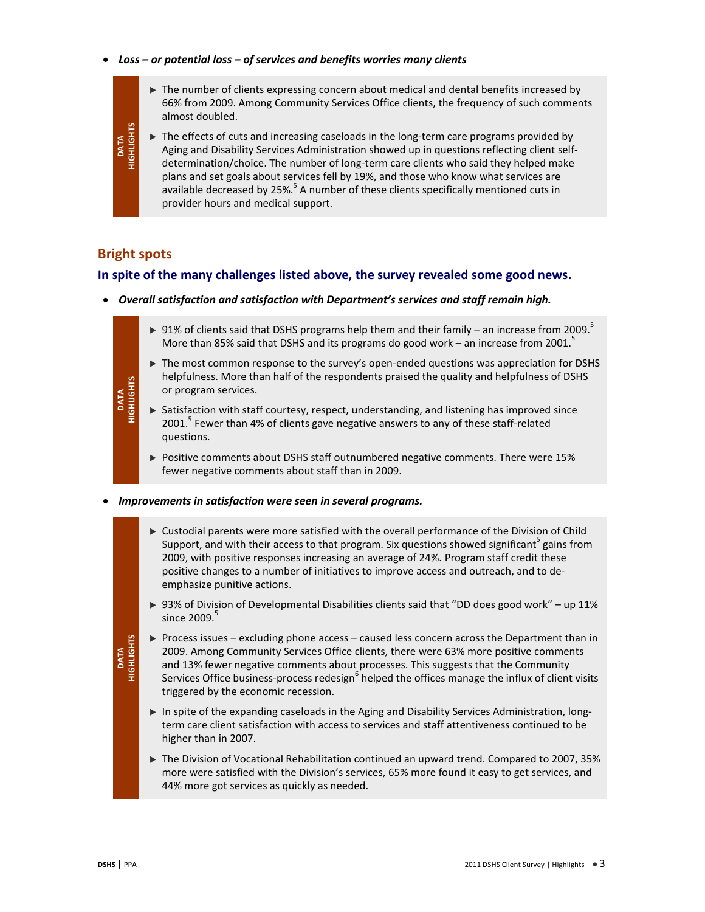- ***Loss – or potential loss – of services and benefits worries many clients***

**DATA HIGHLIGHTS**

- The number of clients expressing concern about medical and dental benefits increased by 66% from 2009. Among Community Services Office clients, the frequency of such comments almost doubled.
- The effects of cuts and increasing caseloads in the long-term care programs provided by Aging and Disability Services Administration showed up in questions reflecting client self-determination/choice. The number of long-term care clients who said they helped make plans and set goals about services fell by 19%, and those who know what services are available decreased by 25%.[5] A number of these clients specifically mentioned cuts in provider hours and medical support.

## Bright spots

### In spite of the many challenges listed above, the survey revealed some good news.

- ***Overall satisfaction and satisfaction with Department's services and staff remain high.***

**DATA HIGHLIGHTS**

- 91% of clients said that DSHS programs help them and their family – an increase from 2009.[5] More than 85% said that DSHS and its programs do good work – an increase from 2001.[5]
- The most common response to the survey's open-ended questions was appreciation for DSHS helpfulness. More than half of the respondents praised the quality and helpfulness of DSHS or program services.
- Satisfaction with staff courtesy, respect, understanding, and listening has improved since 2001.[5] Fewer than 4% of clients gave negative answers to any of these staff-related questions.
- Positive comments about DSHS staff outnumbered negative comments. There were 15% fewer negative comments about staff than in 2009.

- ***Improvements in satisfaction were seen in several programs.***

**DATA HIGHLIGHTS**

- Custodial parents were more satisfied with the overall performance of the Division of Child Support, and with their access to that program. Six questions showed significant[5] gains from 2009, with positive responses increasing an average of 24%. Program staff credit these positive changes to a number of initiatives to improve access and outreach, and to de-emphasize punitive actions.
- 93% of Division of Developmental Disabilities clients said that "DD does good work" – up 11% since 2009.[5]
- Process issues – excluding phone access – caused less concern across the Department than in 2009. Among Community Services Office clients, there were 63% more positive comments and 13% fewer negative comments about processes. This suggests that the Community Services Office business-process redesign[6] helped the offices manage the influx of client visits triggered by the economic recession.
- In spite of the expanding caseloads in the Aging and Disability Services Administration, long-term care client satisfaction with access to services and staff attentiveness continued to be higher than in 2007.
- The Division of Vocational Rehabilitation continued an upward trend. Compared to 2007, 35% more were satisfied with the Division's services, 65% more found it easy to get services, and 44% more got services as quickly as needed.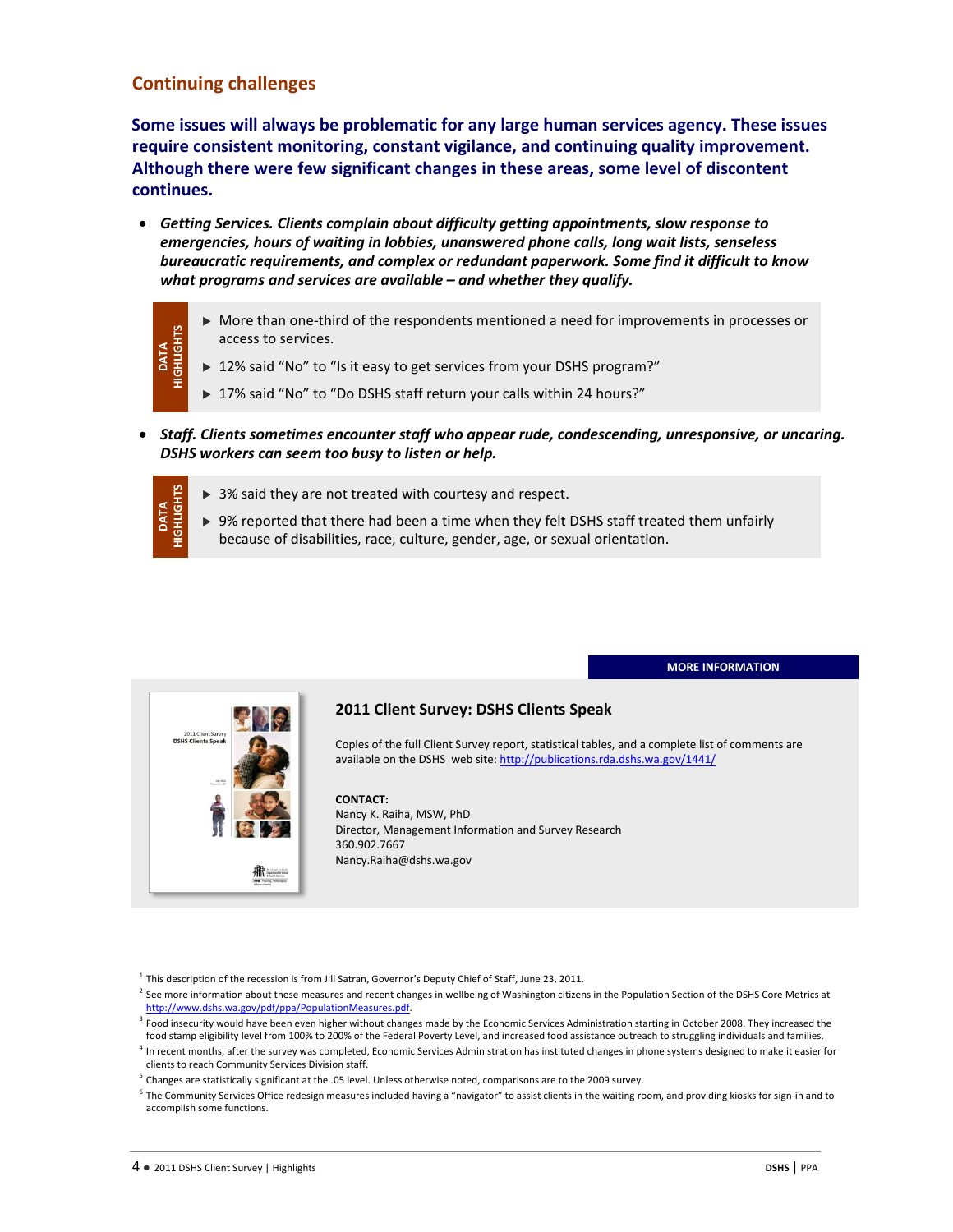## Continuing challenges

**Some issues will always be problematic for any large human services agency. These issues require consistent monitoring, constant vigilance, and continuing quality improvement. Although there were few significant changes in these areas, some level of discontent continues.**

- ***Getting Services.*** ***Clients complain about difficulty getting appointments, slow response to emergencies, hours of waiting in lobbies, unanswered phone calls, long wait lists, senseless bureaucratic requirements, and complex or redundant paperwork. Some find it difficult to know what programs and services are available – and whether they qualify.***

**DATA HIGHLIGHTS**

- More than one-third of the respondents mentioned a need for improvements in processes or access to services.
- 12% said "No" to "Is it easy to get services from your DSHS program?"
- 17% said "No" to "Do DSHS staff return your calls within 24 hours?"

- ***Staff.*** ***Clients sometimes encounter staff who appear rude, condescending, unresponsive, or uncaring. DSHS workers can seem too busy to listen or help.***

**DATA HIGHLIGHTS**

- 3% said they are not treated with courtesy and respect.
- 9% reported that there had been a time when they felt DSHS staff treated them unfairly because of disabilities, race, culture, gender, age, or sexual orientation.

**MORE INFORMATION**

### 2011 Client Survey: DSHS Clients Speak

Copies of the full Client Survey report, statistical tables, and a complete list of comments are available on the DSHS web site: http://publications.rda.dshs.wa.gov/1441/

**CONTACT:**
Nancy K. Raiha, MSW, PhD
Director, Management Information and Survey Research
360.902.7667
Nancy.Raiha@dshs.wa.gov

---

[1] This description of the recession is from Jill Satran, Governor's Deputy Chief of Staff, June 23, 2011.

[2] See more information about these measures and recent changes in wellbeing of Washington citizens in the Population Section of the DSHS Core Metrics at http://www.dshs.wa.gov/pdf/ppa/PopulationMeasures.pdf.

[3] Food insecurity would have been even higher without changes made by the Economic Services Administration starting in October 2008. They increased the food stamp eligibility level from 100% to 200% of the Federal Poverty Level, and increased food assistance outreach to struggling individuals and families.

[4] In recent months, after the survey was completed, Economic Services Administration has instituted changes in phone systems designed to make it easier for clients to reach Community Services Division staff.

[5] Changes are statistically significant at the .05 level. Unless otherwise noted, comparisons are to the 2009 survey.

[6] The Community Services Office redesign measures included having a "navigator" to assist clients in the waiting room, and providing kiosks for sign-in and to accomplish some functions.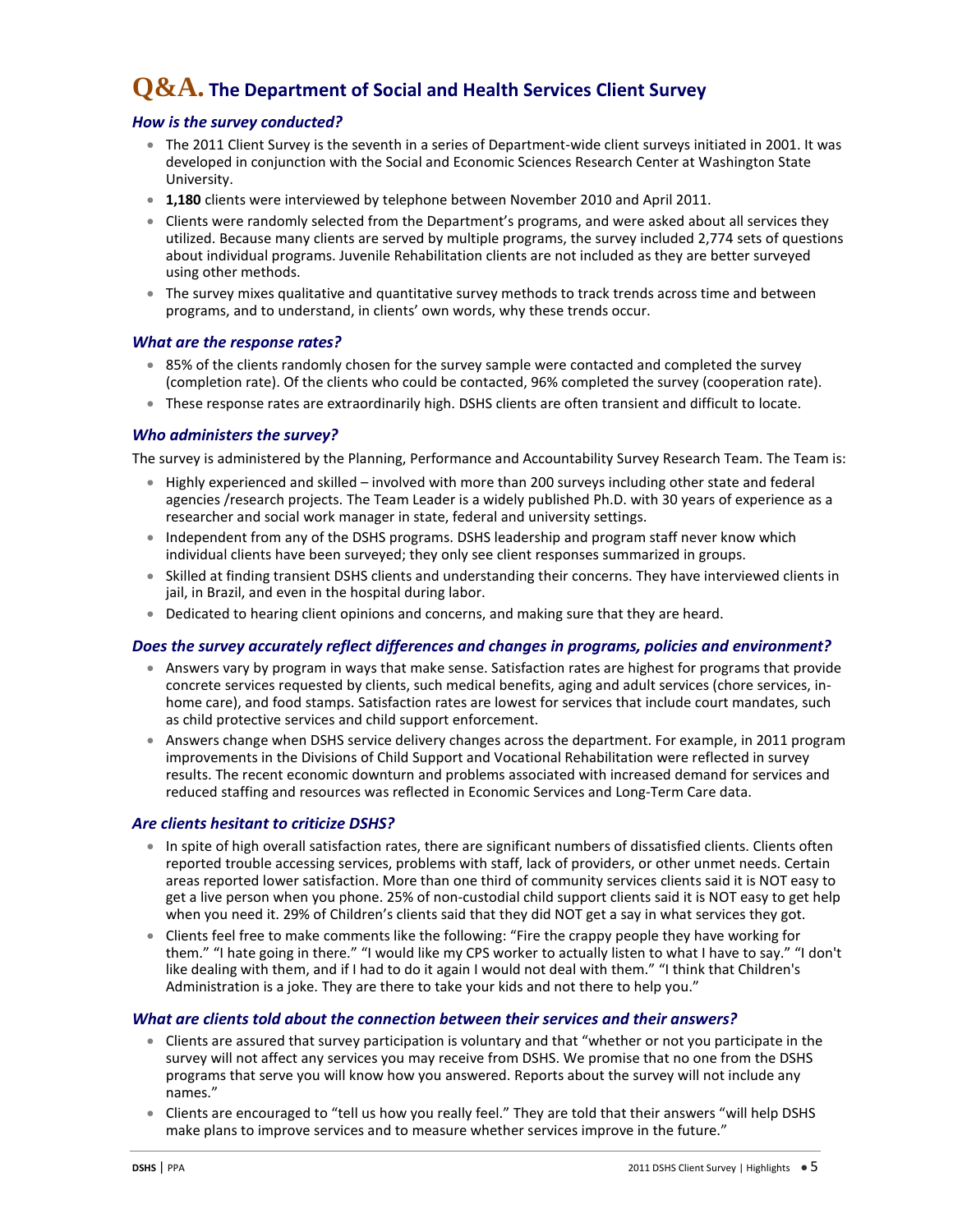# Q&A. The Department of Social and Health Services Client Survey

### *How is the survey conducted?*

- The 2011 Client Survey is the seventh in a series of Department-wide client surveys initiated in 2001. It was developed in conjunction with the Social and Economic Sciences Research Center at Washington State University.
- **1,180** clients were interviewed by telephone between November 2010 and April 2011.
- Clients were randomly selected from the Department's programs, and were asked about all services they utilized. Because many clients are served by multiple programs, the survey included 2,774 sets of questions about individual programs. Juvenile Rehabilitation clients are not included as they are better surveyed using other methods.
- The survey mixes qualitative and quantitative survey methods to track trends across time and between programs, and to understand, in clients' own words, why these trends occur.

### *What are the response rates?*

- 85% of the clients randomly chosen for the survey sample were contacted and completed the survey (completion rate). Of the clients who could be contacted, 96% completed the survey (cooperation rate).
- These response rates are extraordinarily high. DSHS clients are often transient and difficult to locate.

### *Who administers the survey?*

The survey is administered by the Planning, Performance and Accountability Survey Research Team. The Team is:

- Highly experienced and skilled – involved with more than 200 surveys including other state and federal agencies /research projects. The Team Leader is a widely published Ph.D. with 30 years of experience as a researcher and social work manager in state, federal and university settings.
- Independent from any of the DSHS programs. DSHS leadership and program staff never know which individual clients have been surveyed; they only see client responses summarized in groups.
- Skilled at finding transient DSHS clients and understanding their concerns. They have interviewed clients in jail, in Brazil, and even in the hospital during labor.
- Dedicated to hearing client opinions and concerns, and making sure that they are heard.

### *Does the survey accurately reflect differences and changes in programs, policies and environment?*

- Answers vary by program in ways that make sense. Satisfaction rates are highest for programs that provide concrete services requested by clients, such medical benefits, aging and adult services (chore services, in-home care), and food stamps. Satisfaction rates are lowest for services that include court mandates, such as child protective services and child support enforcement.
- Answers change when DSHS service delivery changes across the department. For example, in 2011 program improvements in the Divisions of Child Support and Vocational Rehabilitation were reflected in survey results. The recent economic downturn and problems associated with increased demand for services and reduced staffing and resources was reflected in Economic Services and Long-Term Care data.

### *Are clients hesitant to criticize DSHS?*

- In spite of high overall satisfaction rates, there are significant numbers of dissatisfied clients. Clients often reported trouble accessing services, problems with staff, lack of providers, or other unmet needs. Certain areas reported lower satisfaction. More than one third of community services clients said it is NOT easy to get a live person when you phone. 25% of non-custodial child support clients said it is NOT easy to get help when you need it. 29% of Children's clients said that they did NOT get a say in what services they got.
- Clients feel free to make comments like the following: "Fire the crappy people they have working for them." "I hate going in there." "I would like my CPS worker to actually listen to what I have to say." "I don't like dealing with them, and if I had to do it again I would not deal with them." "I think that Children's Administration is a joke. They are there to take your kids and not there to help you."

### *What are clients told about the connection between their services and their answers?*

- Clients are assured that survey participation is voluntary and that "whether or not you participate in the survey will not affect any services you may receive from DSHS. We promise that no one from the DSHS programs that serve you will know how you answered. Reports about the survey will not include any names."
- Clients are encouraged to "tell us how you really feel." They are told that their answers "will help DSHS make plans to improve services and to measure whether services improve in the future."